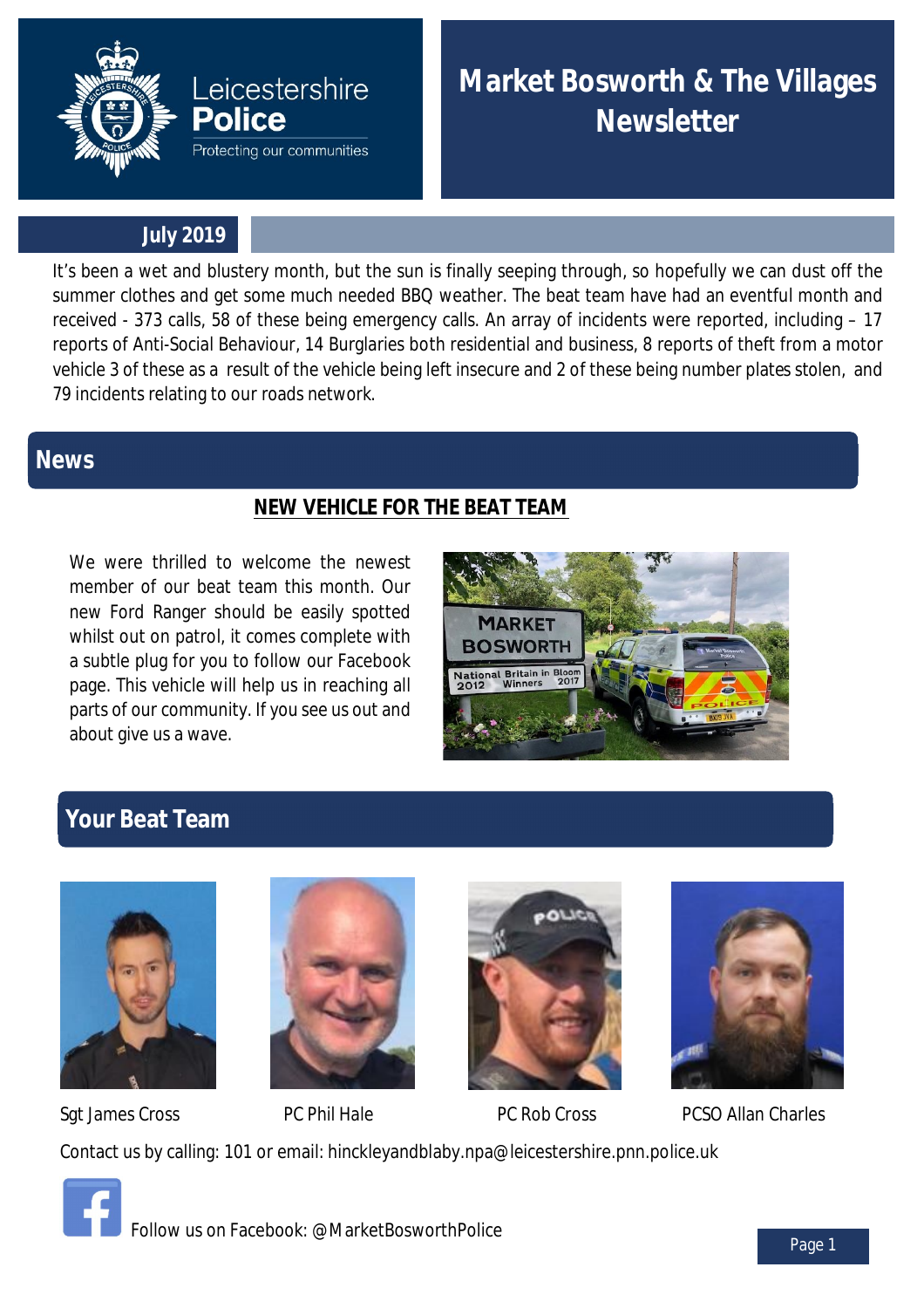Leicestershire Police
Protecting our communities

# Market Bosworth & The Villages Newsletter

**July 2019**

It's been a wet and blustery month, but the sun is finally seeping through, so hopefully we can dust off the summer clothes and get some much needed BBQ weather. The beat team have had an eventful month and received - 373 calls, 58 of these being emergency calls. An array of incidents were reported, including – 17 reports of Anti-Social Behaviour, 14 Burglaries both residential and business, 8 reports of theft from a motor vehicle 3 of these as a result of the vehicle being left insecure and 2 of these being number plates stolen, and 79 incidents relating to our roads network.

## News

### NEW VEHICLE FOR THE BEAT TEAM

We were thrilled to welcome the newest member of our beat team this month. Our new Ford Ranger should be easily spotted whilst out on patrol, it comes complete with a subtle plug for you to follow our Facebook page. This vehicle will help us in reaching all parts of our community. If you see us out and about give us a wave.

## Your Beat Team

Sgt James Cross

PC Phil Hale

PC Rob Cross

PCSO Allan Charles

Contact us by calling: 101 or email: hinckleyandblaby.npa@leicestershire.pnn.police.uk

Follow us on Facebook: @MarketBosworthPolice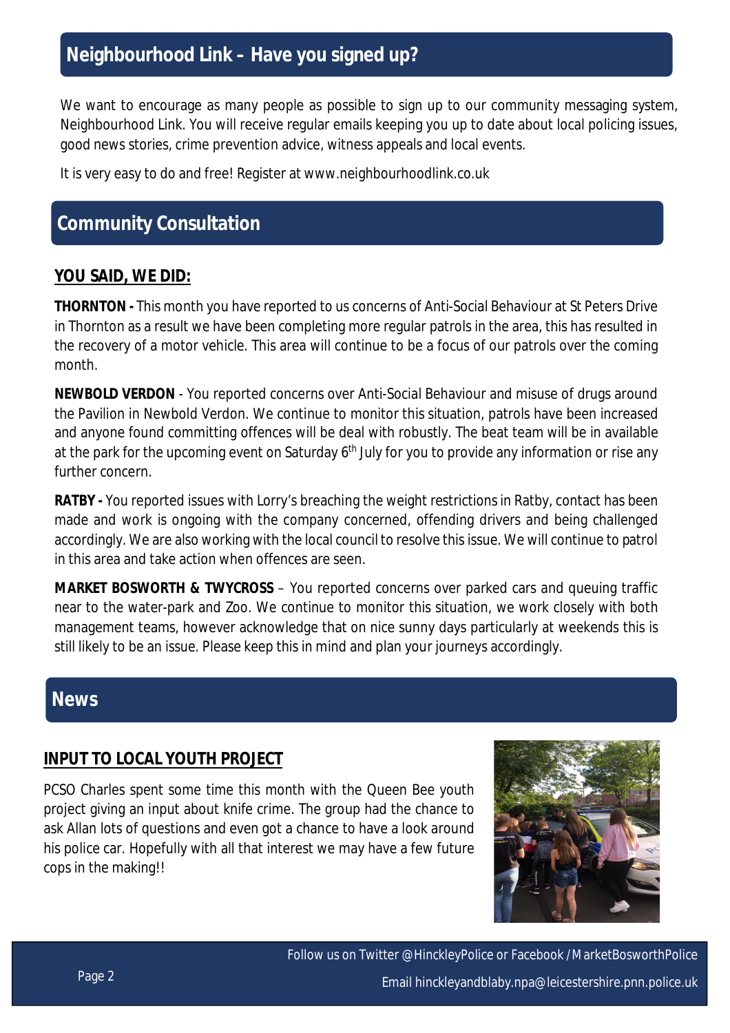## Neighbourhood Link – Have you signed up?

We want to encourage as many people as possible to sign up to our community messaging system, Neighbourhood Link. You will receive regular emails keeping you up to date about local policing issues, good news stories, crime prevention advice, witness appeals and local events.

It is very easy to do and free! Register at www.neighbourhoodlink.co.uk

## Community Consultation

### YOU SAID, WE DID:

**THORNTON -** This month you have reported to us concerns of Anti-Social Behaviour at St Peters Drive in Thornton as a result we have been completing more regular patrols in the area, this has resulted in the recovery of a motor vehicle. This area will continue to be a focus of our patrols over the coming month.

**NEWBOLD VERDON** - You reported concerns over Anti-Social Behaviour and misuse of drugs around the Pavilion in Newbold Verdon. We continue to monitor this situation, patrols have been increased and anyone found committing offences will be deal with robustly. The beat team will be in available at the park for the upcoming event on Saturday 6th July for you to provide any information or rise any further concern.

**RATBY -** You reported issues with Lorry's breaching the weight restrictions in Ratby, contact has been made and work is ongoing with the company concerned, offending drivers and being challenged accordingly. We are also working with the local council to resolve this issue. We will continue to patrol in this area and take action when offences are seen.

**MARKET BOSWORTH & TWYCROSS** – You reported concerns over parked cars and queuing traffic near to the water-park and Zoo. We continue to monitor this situation, we work closely with both management teams, however acknowledge that on nice sunny days particularly at weekends this is still likely to be an issue. Please keep this in mind and plan your journeys accordingly.

## News

### INPUT TO LOCAL YOUTH PROJECT

PCSO Charles spent some time this month with the Queen Bee youth project giving an input about knife crime. The group had the chance to ask Allan lots of questions and even got a chance to have a look around his police car. Hopefully with all that interest we may have a few future cops in the making!!

Follow us on Twitter @HinckleyPolice or Facebook /MarketBosworthPolice

Email hinckleyandblaby.npa@leicestershire.pnn.police.uk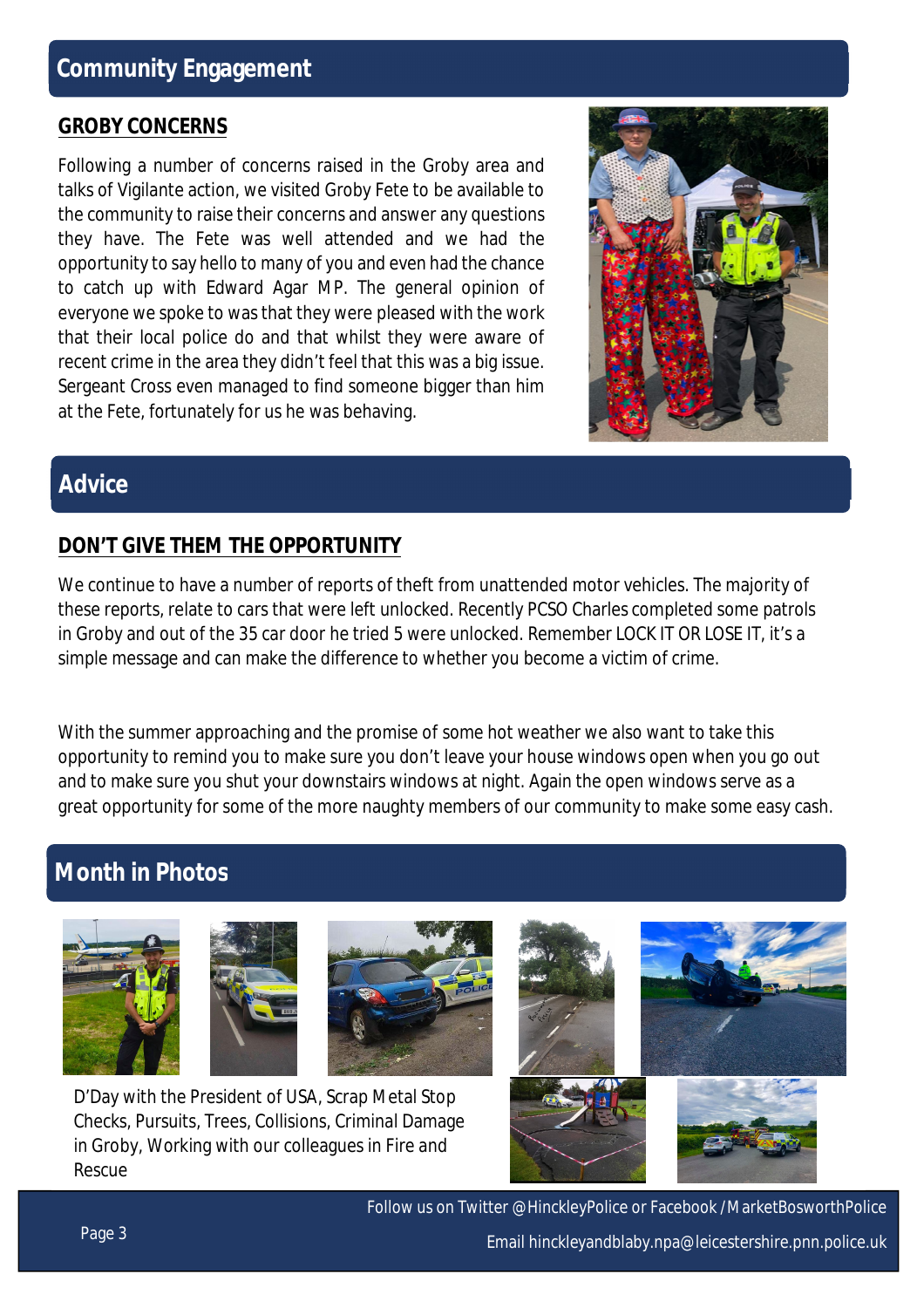## Community Engagement

### GROBY CONCERNS

Following a number of concerns raised in the Groby area and talks of Vigilante action, we visited Groby Fete to be available to the community to raise their concerns and answer any questions they have. The Fete was well attended and we had the opportunity to say hello to many of you and even had the chance to catch up with Edward Agar MP. The general opinion of everyone we spoke to was that they were pleased with the work that their local police do and that whilst they were aware of recent crime in the area they didn't feel that this was a big issue. Sergeant Cross even managed to find someone bigger than him at the Fete, fortunately for us he was behaving.

## Advice

### DON'T GIVE THEM THE OPPORTUNITY

We continue to have a number of reports of theft from unattended motor vehicles. The majority of these reports, relate to cars that were left unlocked. Recently PCSO Charles completed some patrols in Groby and out of the 35 car door he tried 5 were unlocked. Remember LOCK IT OR LOSE IT, it's a simple message and can make the difference to whether you become a victim of crime.

With the summer approaching and the promise of some hot weather we also want to take this opportunity to remind you to make sure you don't leave your house windows open when you go out and to make sure you shut your downstairs windows at night. Again the open windows serve as a great opportunity for some of the more naughty members of our community to make some easy cash.

## Month in Photos

D'Day with the President of USA, Scrap Metal Stop Checks, Pursuits, Trees, Collisions, Criminal Damage in Groby, Working with our colleagues in Fire and Rescue

Follow us on Twitter @HinckleyPolice or Facebook /MarketBosworthPolice

Email hinckleyandblaby.npa@leicestershire.pnn.police.uk